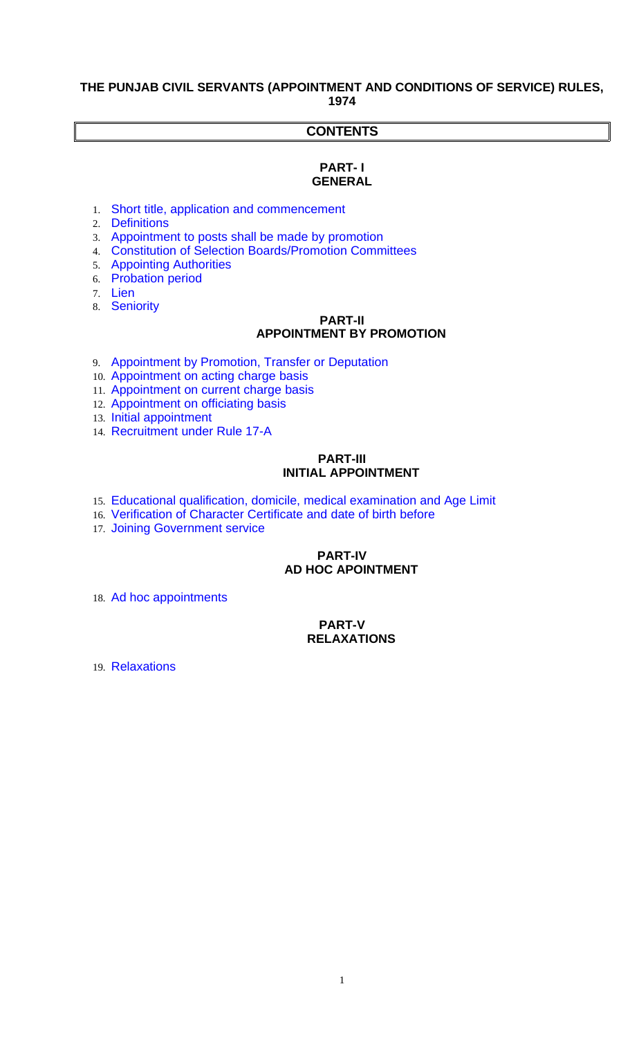# THE PUNJAB CIVIL SERVANTS (APPOINTMENT AND CONDITIONS OF SERVICE) RULES, 1974

## CONTENTS

### PART- I
### GENERAL

1. Short title, application and commencement
2. Definitions
3. Appointment to posts shall be made by promotion
4. Constitution of Selection Boards/Promotion Committees
5. Appointing Authorities
6. Probation period
7. Lien
8. Seniority

### PART-II
### APPOINTMENT BY PROMOTION

9. Appointment by Promotion, Transfer or Deputation
10. Appointment on acting charge basis
11. Appointment on current charge basis
12. Appointment on officiating basis
13. Initial appointment
14. Recruitment under Rule 17-A

### PART-III
### INITIAL APPOINTMENT

15. Educational qualification, domicile, medical examination and Age Limit
16. Verification of Character Certificate and date of birth before
17. Joining Government service

### PART-IV
### AD HOC APOINTMENT

18. Ad hoc appointments

### PART-V
### RELAXATIONS

19. Relaxations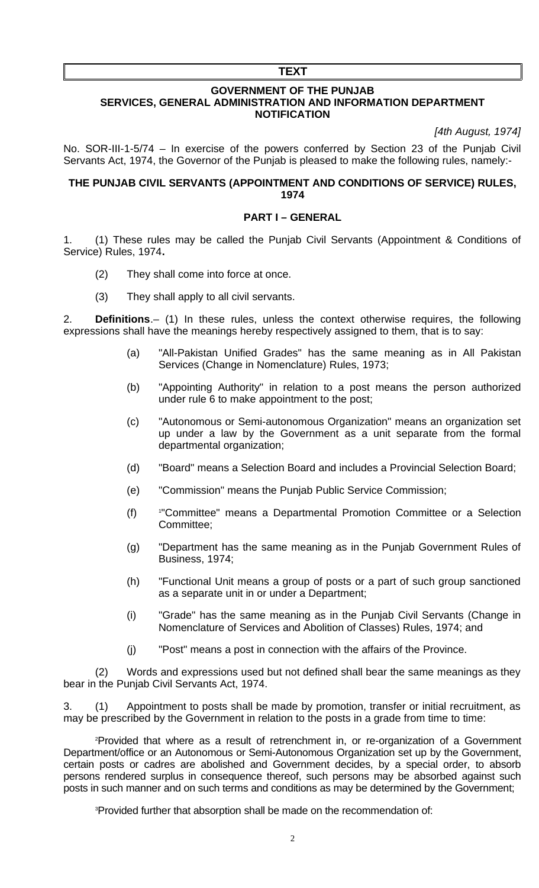## TEXT

### GOVERNMENT OF THE PUNJAB
### SERVICES, GENERAL ADMINISTRATION AND INFORMATION DEPARTMENT
### NOTIFICATION

*[4th August, 1974]*

No. SOR-III-1-5/74 – In exercise of the powers conferred by Section 23 of the Punjab Civil Servants Act, 1974, the Governor of the Punjab is pleased to make the following rules, namely:-

### THE PUNJAB CIVIL SERVANTS (APPOINTMENT AND CONDITIONS OF SERVICE) RULES, 1974

### PART I – GENERAL

1. (1) These rules may be called the Punjab Civil Servants (Appointment & Conditions of Service) Rules, 1974**.**

   (2) They shall come into force at once.

   (3) They shall apply to all civil servants.

2. **Definitions**.– (1) In these rules, unless the context otherwise requires, the following expressions shall have the meanings hereby respectively assigned to them, that is to say:

   (a) "All-Pakistan Unified Grades" has the same meaning as in All Pakistan Services (Change in Nomenclature) Rules, 1973;

   (b) "Appointing Authority" in relation to a post means the person authorized under rule 6 to make appointment to the post;

   (c) "Autonomous or Semi-autonomous Organization" means an organization set up under a law by the Government as a unit separate from the formal departmental organization;

   (d) "Board" means a Selection Board and includes a Provincial Selection Board;

   (e) "Commission" means the Punjab Public Service Commission;

   (f) [1]"Committee" means a Departmental Promotion Committee or a Selection Committee;

   (g) "Department has the same meaning as in the Punjab Government Rules of Business, 1974;

   (h) "Functional Unit means a group of posts or a part of such group sanctioned as a separate unit in or under a Department;

   (i) "Grade" has the same meaning as in the Punjab Civil Servants (Change in Nomenclature of Services and Abolition of Classes) Rules, 1974; and

   (j) "Post" means a post in connection with the affairs of the Province.

   (2) Words and expressions used but not defined shall bear the same meanings as they bear in the Punjab Civil Servants Act, 1974.

3. (1) Appointment to posts shall be made by promotion, transfer or initial recruitment, as may be prescribed by the Government in relation to the posts in a grade from time to time:

[2]Provided that where as a result of retrenchment in, or re-organization of a Government Department/office or an Autonomous or Semi-Autonomous Organization set up by the Government, certain posts or cadres are abolished and Government decides, by a special order, to absorb persons rendered surplus in consequence thereof, such persons may be absorbed against such posts in such manner and on such terms and conditions as may be determined by the Government;

[3]Provided further that absorption shall be made on the recommendation of: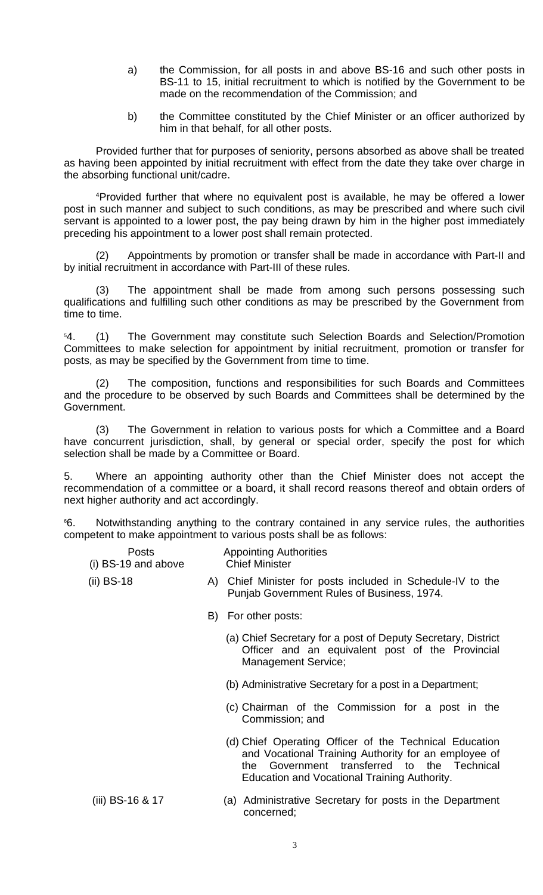a) the Commission, for all posts in and above BS-16 and such other posts in BS-11 to 15, initial recruitment to which is notified by the Government to be made on the recommendation of the Commission; and

b) the Committee constituted by the Chief Minister or an officer authorized by him in that behalf, for all other posts.

Provided further that for purposes of seniority, persons absorbed as above shall be treated as having been appointed by initial recruitment with effect from the date they take over charge in the absorbing functional unit/cadre.

[4]Provided further that where no equivalent post is available, he may be offered a lower post in such manner and subject to such conditions, as may be prescribed and where such civil servant is appointed to a lower post, the pay being drawn by him in the higher post immediately preceding his appointment to a lower post shall remain protected.

(2) Appointments by promotion or transfer shall be made in accordance with Part-II and by initial recruitment in accordance with Part-III of these rules.

(3) The appointment shall be made from among such persons possessing such qualifications and fulfilling such other conditions as may be prescribed by the Government from time to time.

[5]4. (1) The Government may constitute such Selection Boards and Selection/Promotion Committees to make selection for appointment by initial recruitment, promotion or transfer for posts, as may be specified by the Government from time to time.

(2) The composition, functions and responsibilities for such Boards and Committees and the procedure to be observed by such Boards and Committees shall be determined by the Government.

(3) The Government in relation to various posts for which a Committee and a Board have concurrent jurisdiction, shall, by general or special order, specify the post for which selection shall be made by a Committee or Board.

5. Where an appointing authority other than the Chief Minister does not accept the recommendation of a committee or a board, it shall record reasons thereof and obtain orders of next higher authority and act accordingly.

[6]6. Notwithstanding anything to the contrary contained in any service rules, the authorities competent to make appointment to various posts shall be as follows:

| Posts | Appointing Authorities |
|---|---|
| (i) BS-19 and above | Chief Minister |
| (ii) BS-18 | A) Chief Minister for posts included in Schedule-IV to the Punjab Government Rules of Business, 1974. |
| | B) For other posts: |
| | (a) Chief Secretary for a post of Deputy Secretary, District Officer and an equivalent post of the Provincial Management Service; |
| | (b) Administrative Secretary for a post in a Department; |
| | (c) Chairman of the Commission for a post in the Commission; and |
| | (d) Chief Operating Officer of the Technical Education and Vocational Training Authority for an employee of the Government transferred to the Technical Education and Vocational Training Authority. |
| (iii) BS-16 & 17 | (a) Administrative Secretary for posts in the Department concerned; |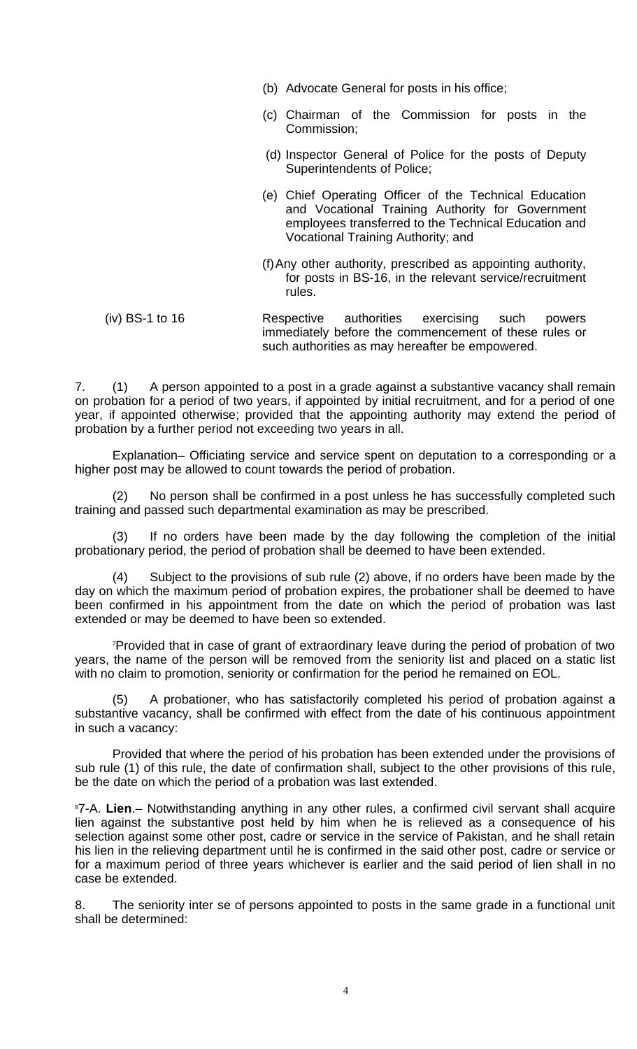(b) Advocate General for posts in his office;

(c) Chairman of the Commission for posts in the Commission;

(d) Inspector General of Police for the posts of Deputy Superintendents of Police;

(e) Chief Operating Officer of the Technical Education and Vocational Training Authority for Government employees transferred to the Technical Education and Vocational Training Authority; and

(f) Any other authority, prescribed as appointing authority, for posts in BS-16, in the relevant service/recruitment rules.

(iv) BS-1 to 16 — Respective authorities exercising such powers immediately before the commencement of these rules or such authorities as may hereafter be empowered.

7. (1) A person appointed to a post in a grade against a substantive vacancy shall remain on probation for a period of two years, if appointed by initial recruitment, and for a period of one year, if appointed otherwise; provided that the appointing authority may extend the period of probation by a further period not exceeding two years in all.

Explanation– Officiating service and service spent on deputation to a corresponding or a higher post may be allowed to count towards the period of probation.

(2) No person shall be confirmed in a post unless he has successfully completed such training and passed such departmental examination as may be prescribed.

(3) If no orders have been made by the day following the completion of the initial probationary period, the period of probation shall be deemed to have been extended.

(4) Subject to the provisions of sub rule (2) above, if no orders have been made by the day on which the maximum period of probation expires, the probationer shall be deemed to have been confirmed in his appointment from the date on which the period of probation was last extended or may be deemed to have been so extended.

[7]Provided that in case of grant of extraordinary leave during the period of probation of two years, the name of the person will be removed from the seniority list and placed on a static list with no claim to promotion, seniority or confirmation for the period he remained on EOL.

(5) A probationer, who has satisfactorily completed his period of probation against a substantive vacancy, shall be confirmed with effect from the date of his continuous appointment in such a vacancy:

Provided that where the period of his probation has been extended under the provisions of sub rule (1) of this rule, the date of confirmation shall, subject to the other provisions of this rule, be the date on which the period of a probation was last extended.

[8]7-A. **Lien**.– Notwithstanding anything in any other rules, a confirmed civil servant shall acquire lien against the substantive post held by him when he is relieved as a consequence of his selection against some other post, cadre or service in the service of Pakistan, and he shall retain his lien in the relieving department until he is confirmed in the said other post, cadre or service or for a maximum period of three years whichever is earlier and the said period of lien shall in no case be extended.

8. The seniority inter se of persons appointed to posts in the same grade in a functional unit shall be determined: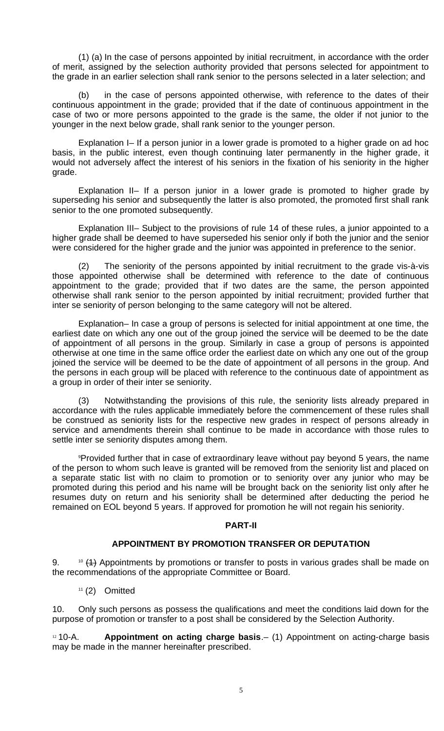(1) (a) In the case of persons appointed by initial recruitment, in accordance with the order of merit, assigned by the selection authority provided that persons selected for appointment to the grade in an earlier selection shall rank senior to the persons selected in a later selection; and

(b) in the case of persons appointed otherwise, with reference to the dates of their continuous appointment in the grade; provided that if the date of continuous appointment in the case of two or more persons appointed to the grade is the same, the older if not junior to the younger in the next below grade, shall rank senior to the younger person.

Explanation I– If a person junior in a lower grade is promoted to a higher grade on ad hoc basis, in the public interest, even though continuing later permanently in the higher grade, it would not adversely affect the interest of his seniors in the fixation of his seniority in the higher grade.

Explanation II– If a person junior in a lower grade is promoted to higher grade by superseding his senior and subsequently the latter is also promoted, the promoted first shall rank senior to the one promoted subsequently.

Explanation III– Subject to the provisions of rule 14 of these rules, a junior appointed to a higher grade shall be deemed to have superseded his senior only if both the junior and the senior were considered for the higher grade and the junior was appointed in preference to the senior.

(2) The seniority of the persons appointed by initial recruitment to the grade vis-à-vis those appointed otherwise shall be determined with reference to the date of continuous appointment to the grade; provided that if two dates are the same, the person appointed otherwise shall rank senior to the person appointed by initial recruitment; provided further that inter se seniority of person belonging to the same category will not be altered.

Explanation– In case a group of persons is selected for initial appointment at one time, the earliest date on which any one out of the group joined the service will be deemed to be the date of appointment of all persons in the group. Similarly in case a group of persons is appointed otherwise at one time in the same office order the earliest date on which any one out of the group joined the service will be deemed to be the date of appointment of all persons in the group. And the persons in each group will be placed with reference to the continuous date of appointment as a group in order of their inter se seniority.

(3) Notwithstanding the provisions of this rule, the seniority lists already prepared in accordance with the rules applicable immediately before the commencement of these rules shall be construed as seniority lists for the respective new grades in respect of persons already in service and amendments therein shall continue to be made in accordance with those rules to settle inter se seniority disputes among them.

[9]Provided further that in case of extraordinary leave without pay beyond 5 years, the name of the person to whom such leave is granted will be removed from the seniority list and placed on a separate static list with no claim to promotion or to seniority over any junior who may be promoted during this period and his name will be brought back on the seniority list only after he resumes duty on return and his seniority shall be determined after deducting the period he remained on EOL beyond 5 years. If approved for promotion he will not regain his seniority.

## PART-II

## APPOINTMENT BY PROMOTION TRANSFER OR DEPUTATION

9. [10] ~~(1)~~ Appointments by promotions or transfer to posts in various grades shall be made on the recommendations of the appropriate Committee or Board.

[11] (2) Omitted

10. Only such persons as possess the qualifications and meet the conditions laid down for the purpose of promotion or transfer to a post shall be considered by the Selection Authority.

[12] 10-A. **Appointment on acting charge basis**.– (1) Appointment on acting-charge basis may be made in the manner hereinafter prescribed.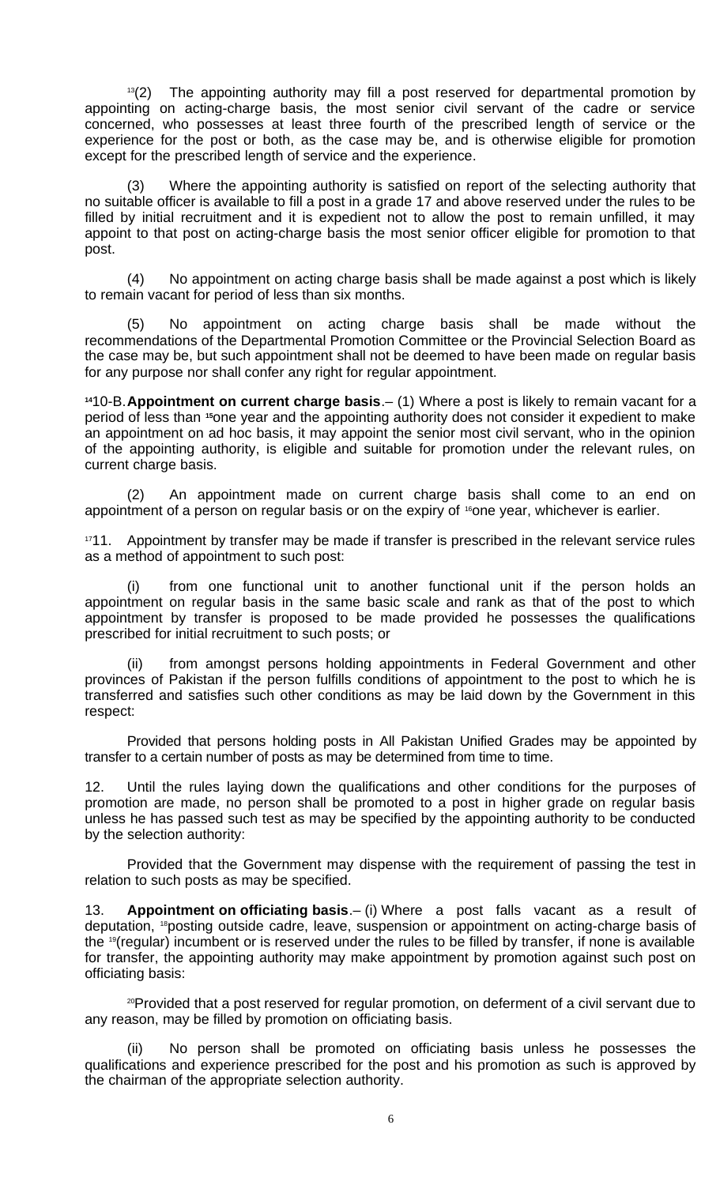[13](2) The appointing authority may fill a post reserved for departmental promotion by appointing on acting-charge basis, the most senior civil servant of the cadre or service concerned, who possesses at least three fourth of the prescribed length of service or the experience for the post or both, as the case may be, and is otherwise eligible for promotion except for the prescribed length of service and the experience.

(3) Where the appointing authority is satisfied on report of the selecting authority that no suitable officer is available to fill a post in a grade 17 and above reserved under the rules to be filled by initial recruitment and it is expedient not to allow the post to remain unfilled, it may appoint to that post on acting-charge basis the most senior officer eligible for promotion to that post.

(4) No appointment on acting charge basis shall be made against a post which is likely to remain vacant for period of less than six months.

(5) No appointment on acting charge basis shall be made without the recommendations of the Departmental Promotion Committee or the Provincial Selection Board as the case may be, but such appointment shall not be deemed to have been made on regular basis for any purpose nor shall confer any right for regular appointment.

[14]10-B. **Appointment on current charge basis**.– (1) Where a post is likely to remain vacant for a period of less than [15]one year and the appointing authority does not consider it expedient to make an appointment on ad hoc basis, it may appoint the senior most civil servant, who in the opinion of the appointing authority, is eligible and suitable for promotion under the relevant rules, on current charge basis.

(2) An appointment made on current charge basis shall come to an end on appointment of a person on regular basis or on the expiry of [16]one year, whichever is earlier.

[17]11. Appointment by transfer may be made if transfer is prescribed in the relevant service rules as a method of appointment to such post:

(i) from one functional unit to another functional unit if the person holds an appointment on regular basis in the same basic scale and rank as that of the post to which appointment by transfer is proposed to be made provided he possesses the qualifications prescribed for initial recruitment to such posts; or

(ii) from amongst persons holding appointments in Federal Government and other provinces of Pakistan if the person fulfills conditions of appointment to the post to which he is transferred and satisfies such other conditions as may be laid down by the Government in this respect:

Provided that persons holding posts in All Pakistan Unified Grades may be appointed by transfer to a certain number of posts as may be determined from time to time.

12. Until the rules laying down the qualifications and other conditions for the purposes of promotion are made, no person shall be promoted to a post in higher grade on regular basis unless he has passed such test as may be specified by the appointing authority to be conducted by the selection authority:

Provided that the Government may dispense with the requirement of passing the test in relation to such posts as may be specified.

13. **Appointment on officiating basis**.– (i) Where a post falls vacant as a result of deputation, [18]posting outside cadre, leave, suspension or appointment on acting-charge basis of the [19](regular) incumbent or is reserved under the rules to be filled by transfer, if none is available for transfer, the appointing authority may make appointment by promotion against such post on officiating basis:

[20]Provided that a post reserved for regular promotion, on deferment of a civil servant due to any reason, may be filled by promotion on officiating basis.

(ii) No person shall be promoted on officiating basis unless he possesses the qualifications and experience prescribed for the post and his promotion as such is approved by the chairman of the appropriate selection authority.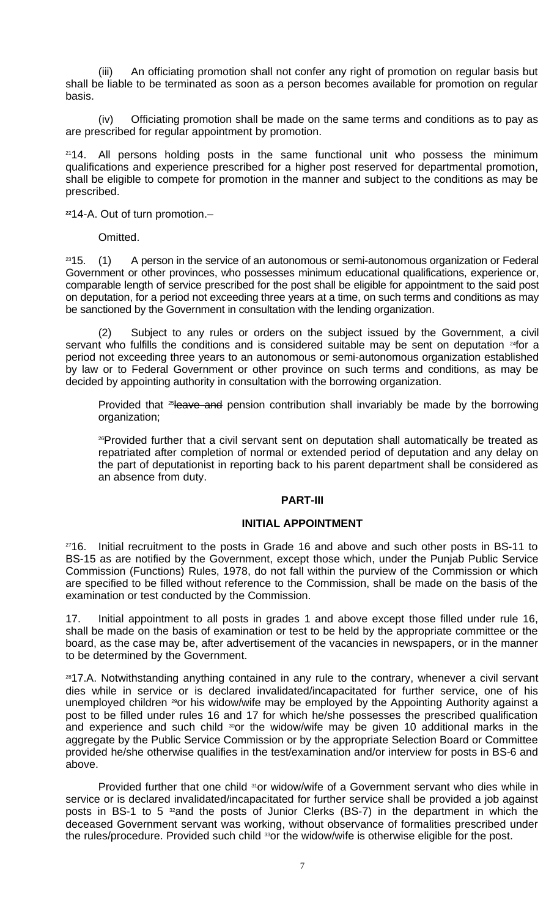(iii) An officiating promotion shall not confer any right of promotion on regular basis but shall be liable to be terminated as soon as a person becomes available for promotion on regular basis.

(iv) Officiating promotion shall be made on the same terms and conditions as to pay as are prescribed for regular appointment by promotion.

[21]14. All persons holding posts in the same functional unit who possess the minimum qualifications and experience prescribed for a higher post reserved for departmental promotion, shall be eligible to compete for promotion in the manner and subject to the conditions as may be prescribed.

[22]14-A. Out of turn promotion.–

Omitted.

[23]15. (1) A person in the service of an autonomous or semi-autonomous organization or Federal Government or other provinces, who possesses minimum educational qualifications, experience or, comparable length of service prescribed for the post shall be eligible for appointment to the said post on deputation, for a period not exceeding three years at a time, on such terms and conditions as may be sanctioned by the Government in consultation with the lending organization.

(2) Subject to any rules or orders on the subject issued by the Government, a civil servant who fulfills the conditions and is considered suitable may be sent on deputation [24]for a period not exceeding three years to an autonomous or semi-autonomous organization established by law or to Federal Government or other province on such terms and conditions, as may be decided by appointing authority in consultation with the borrowing organization.

Provided that [25]~~leave and~~ pension contribution shall invariably be made by the borrowing organization;

[26]Provided further that a civil servant sent on deputation shall automatically be treated as repatriated after completion of normal or extended period of deputation and any delay on the part of deputationist in reporting back to his parent department shall be considered as an absence from duty.

## PART-III

## INITIAL APPOINTMENT

[27]16. Initial recruitment to the posts in Grade 16 and above and such other posts in BS-11 to BS-15 as are notified by the Government, except those which, under the Punjab Public Service Commission (Functions) Rules, 1978, do not fall within the purview of the Commission or which are specified to be filled without reference to the Commission, shall be made on the basis of the examination or test conducted by the Commission.

17. Initial appointment to all posts in grades 1 and above except those filled under rule 16, shall be made on the basis of examination or test to be held by the appropriate committee or the board, as the case may be, after advertisement of the vacancies in newspapers, or in the manner to be determined by the Government.

[28]17.A. Notwithstanding anything contained in any rule to the contrary, whenever a civil servant dies while in service or is declared invalidated/incapacitated for further service, one of his unemployed children [29]or his widow/wife may be employed by the Appointing Authority against a post to be filled under rules 16 and 17 for which he/she possesses the prescribed qualification and experience and such child [30]or the widow/wife may be given 10 additional marks in the aggregate by the Public Service Commission or by the appropriate Selection Board or Committee provided he/she otherwise qualifies in the test/examination and/or interview for posts in BS-6 and above.

Provided further that one child [31]or widow/wife of a Government servant who dies while in service or is declared invalidated/incapacitated for further service shall be provided a job against posts in BS-1 to 5 [32]and the posts of Junior Clerks (BS-7) in the department in which the deceased Government servant was working, without observance of formalities prescribed under the rules/procedure. Provided such child [33]or the widow/wife is otherwise eligible for the post.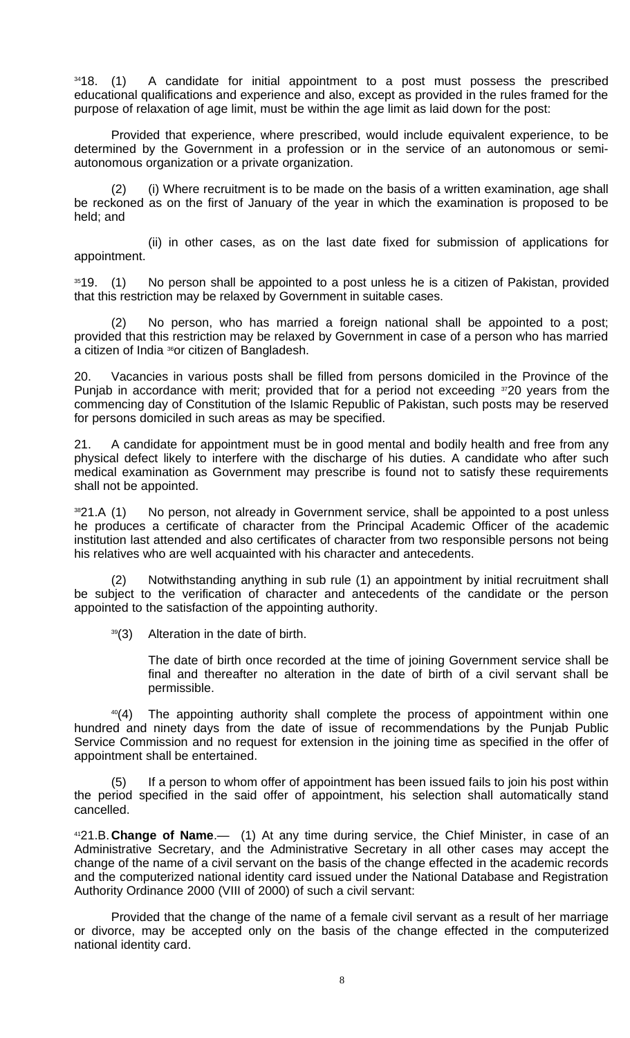[34]18. (1) A candidate for initial appointment to a post must possess the prescribed educational qualifications and experience and also, except as provided in the rules framed for the purpose of relaxation of age limit, must be within the age limit as laid down for the post:

Provided that experience, where prescribed, would include equivalent experience, to be determined by the Government in a profession or in the service of an autonomous or semi-autonomous organization or a private organization.

(2) (i) Where recruitment is to be made on the basis of a written examination, age shall be reckoned as on the first of January of the year in which the examination is proposed to be held; and

(ii) in other cases, as on the last date fixed for submission of applications for appointment.

[35]19. (1) No person shall be appointed to a post unless he is a citizen of Pakistan, provided that this restriction may be relaxed by Government in suitable cases.

(2) No person, who has married a foreign national shall be appointed to a post; provided that this restriction may be relaxed by Government in case of a person who has married a citizen of India [36]or citizen of Bangladesh.

20. Vacancies in various posts shall be filled from persons domiciled in the Province of the Punjab in accordance with merit; provided that for a period not exceeding [37]20 years from the commencing day of Constitution of the Islamic Republic of Pakistan, such posts may be reserved for persons domiciled in such areas as may be specified.

21. A candidate for appointment must be in good mental and bodily health and free from any physical defect likely to interfere with the discharge of his duties. A candidate who after such medical examination as Government may prescribe is found not to satisfy these requirements shall not be appointed.

[38]21.A (1) No person, not already in Government service, shall be appointed to a post unless he produces a certificate of character from the Principal Academic Officer of the academic institution last attended and also certificates of character from two responsible persons not being his relatives who are well acquainted with his character and antecedents.

(2) Notwithstanding anything in sub rule (1) an appointment by initial recruitment shall be subject to the verification of character and antecedents of the candidate or the person appointed to the satisfaction of the appointing authority.

[39](3) Alteration in the date of birth.

The date of birth once recorded at the time of joining Government service shall be final and thereafter no alteration in the date of birth of a civil servant shall be permissible.

[40](4) The appointing authority shall complete the process of appointment within one hundred and ninety days from the date of issue of recommendations by the Punjab Public Service Commission and no request for extension in the joining time as specified in the offer of appointment shall be entertained.

(5) If a person to whom offer of appointment has been issued fails to join his post within the period specified in the said offer of appointment, his selection shall automatically stand cancelled.

[41]21.B. **Change of Name**.— (1) At any time during service, the Chief Minister, in case of an Administrative Secretary, and the Administrative Secretary in all other cases may accept the change of the name of a civil servant on the basis of the change effected in the academic records and the computerized national identity card issued under the National Database and Registration Authority Ordinance 2000 (VIII of 2000) of such a civil servant:

Provided that the change of the name of a female civil servant as a result of her marriage or divorce, may be accepted only on the basis of the change effected in the computerized national identity card.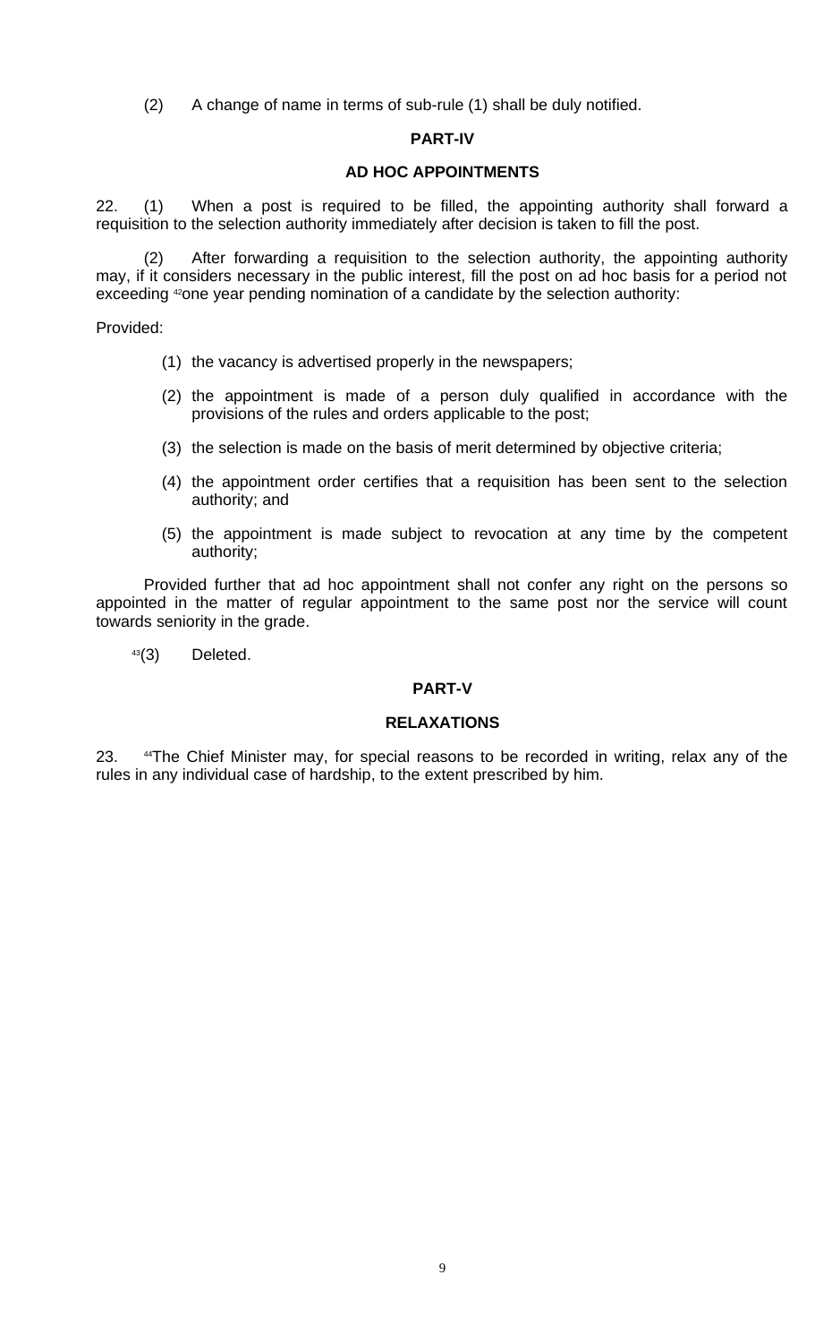(2) A change of name in terms of sub-rule (1) shall be duly notified.

## PART-IV

## AD HOC APPOINTMENTS

22. (1) When a post is required to be filled, the appointing authority shall forward a requisition to the selection authority immediately after decision is taken to fill the post.

(2) After forwarding a requisition to the selection authority, the appointing authority may, if it considers necessary in the public interest, fill the post on ad hoc basis for a period not exceeding [42]one year pending nomination of a candidate by the selection authority:

Provided:

(1) the vacancy is advertised properly in the newspapers;

(2) the appointment is made of a person duly qualified in accordance with the provisions of the rules and orders applicable to the post;

(3) the selection is made on the basis of merit determined by objective criteria;

(4) the appointment order certifies that a requisition has been sent to the selection authority; and

(5) the appointment is made subject to revocation at any time by the competent authority;

Provided further that ad hoc appointment shall not confer any right on the persons so appointed in the matter of regular appointment to the same post nor the service will count towards seniority in the grade.

[43](3) Deleted.

## PART-V

## RELAXATIONS

23. [44]The Chief Minister may, for special reasons to be recorded in writing, relax any of the rules in any individual case of hardship, to the extent prescribed by him.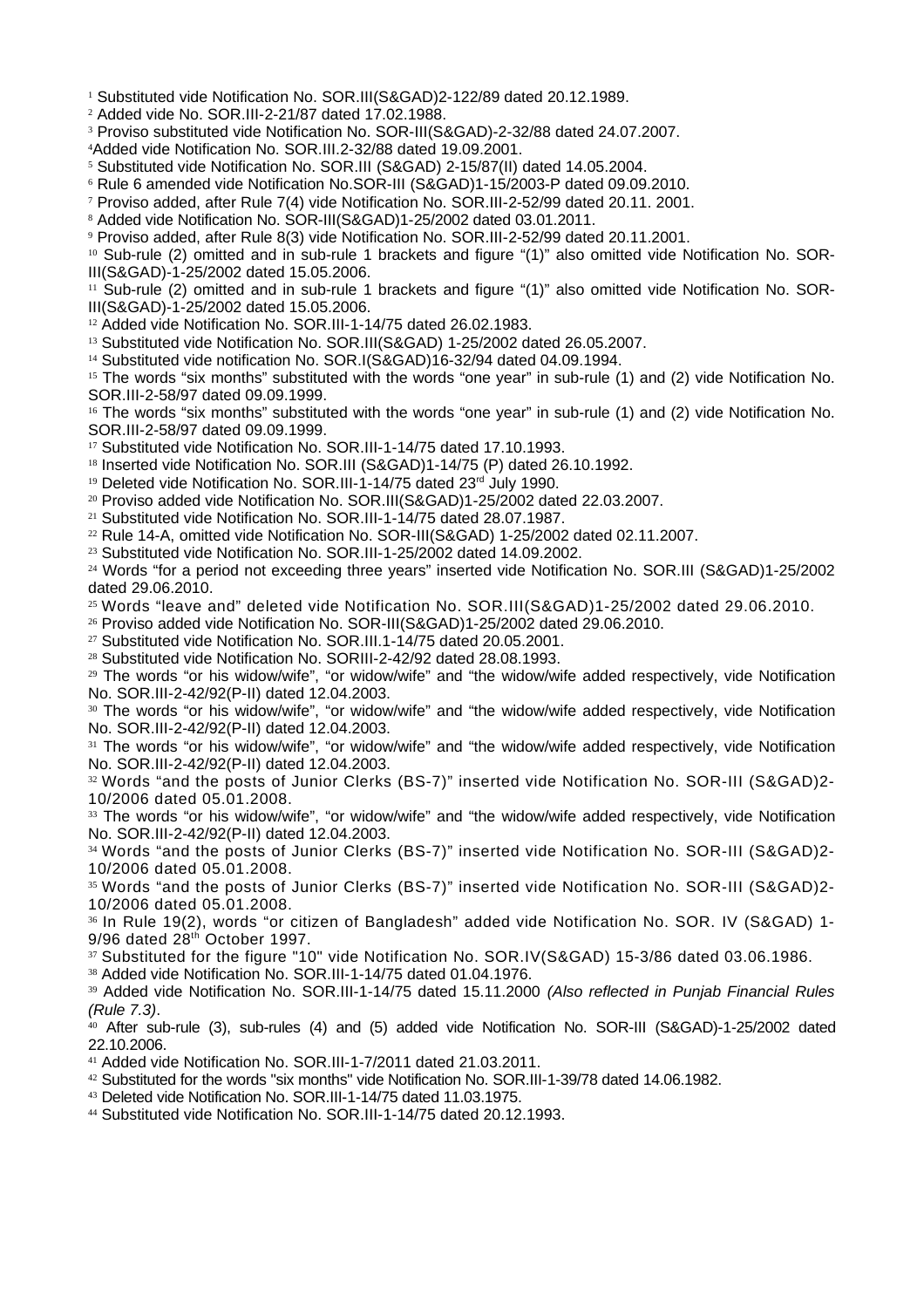[1] Substituted vide Notification No. SOR.III(S&GAD)2-122/89 dated 20.12.1989.

[2] Added vide No. SOR.III-2-21/87 dated 17.02.1988.

[3] Proviso substituted vide Notification No. SOR-III(S&GAD)-2-32/88 dated 24.07.2007.

[4]Added vide Notification No. SOR.III.2-32/88 dated 19.09.2001.

[5] Substituted vide Notification No. SOR.III (S&GAD) 2-15/87(II) dated 14.05.2004.

[6] Rule 6 amended vide Notification No.SOR-III (S&GAD)1-15/2003-P dated 09.09.2010.

[7] Proviso added, after Rule 7(4) vide Notification No. SOR.III-2-52/99 dated 20.11. 2001.

[8] Added vide Notification No. SOR-III(S&GAD)1-25/2002 dated 03.01.2011.

[9] Proviso added, after Rule 8(3) vide Notification No. SOR.III-2-52/99 dated 20.11.2001.

[10] Sub-rule (2) omitted and in sub-rule 1 brackets and figure "(1)" also omitted vide Notification No. SOR-III(S&GAD)-1-25/2002 dated 15.05.2006.

[11] Sub-rule (2) omitted and in sub-rule 1 brackets and figure "(1)" also omitted vide Notification No. SOR-III(S&GAD)-1-25/2002 dated 15.05.2006.

[12] Added vide Notification No. SOR.III-1-14/75 dated 26.02.1983.

[13] Substituted vide Notification No. SOR.III(S&GAD) 1-25/2002 dated 26.05.2007.

[14] Substituted vide notification No. SOR.I(S&GAD)16-32/94 dated 04.09.1994.

[15] The words "six months" substituted with the words "one year" in sub-rule (1) and (2) vide Notification No. SOR.III-2-58/97 dated 09.09.1999.

[16] The words "six months" substituted with the words "one year" in sub-rule (1) and (2) vide Notification No. SOR.III-2-58/97 dated 09.09.1999.

[17] Substituted vide Notification No. SOR.III-1-14/75 dated 17.10.1993.

[18] Inserted vide Notification No. SOR.III (S&GAD)1-14/75 (P) dated 26.10.1992.

[19] Deleted vide Notification No. SOR.III-1-14/75 dated 23rd July 1990.

[20] Proviso added vide Notification No. SOR.III(S&GAD)1-25/2002 dated 22.03.2007.

[21] Substituted vide Notification No. SOR.III-1-14/75 dated 28.07.1987.

[22] Rule 14-A, omitted vide Notification No. SOR-III(S&GAD) 1-25/2002 dated 02.11.2007.

[23] Substituted vide Notification No. SOR.III-1-25/2002 dated 14.09.2002.

[24] Words "for a period not exceeding three years" inserted vide Notification No. SOR.III (S&GAD)1-25/2002 dated 29.06.2010.

[25] Words "leave and" deleted vide Notification No. SOR.III(S&GAD)1-25/2002 dated 29.06.2010.

[26] Proviso added vide Notification No. SOR-III(S&GAD)1-25/2002 dated 29.06.2010.

[27] Substituted vide Notification No. SOR.III.1-14/75 dated 20.05.2001.

[28] Substituted vide Notification No. SORIII-2-42/92 dated 28.08.1993.

[29] The words "or his widow/wife", "or widow/wife" and "the widow/wife added respectively, vide Notification No. SOR.III-2-42/92(P-II) dated 12.04.2003.

[30] The words "or his widow/wife", "or widow/wife" and "the widow/wife added respectively, vide Notification No. SOR.III-2-42/92(P-II) dated 12.04.2003.

[31] The words "or his widow/wife", "or widow/wife" and "the widow/wife added respectively, vide Notification No. SOR.III-2-42/92(P-II) dated 12.04.2003.

[32] Words "and the posts of Junior Clerks (BS-7)" inserted vide Notification No. SOR-III (S&GAD)2-10/2006 dated 05.01.2008.

[33] The words "or his widow/wife", "or widow/wife" and "the widow/wife added respectively, vide Notification No. SOR.III-2-42/92(P-II) dated 12.04.2003.

[34] Words "and the posts of Junior Clerks (BS-7)" inserted vide Notification No. SOR-III (S&GAD)2-10/2006 dated 05.01.2008.

[35] Words "and the posts of Junior Clerks (BS-7)" inserted vide Notification No. SOR-III (S&GAD)2-10/2006 dated 05.01.2008.

[36] In Rule 19(2), words "or citizen of Bangladesh" added vide Notification No. SOR. IV (S&GAD) 1-9/96 dated 28th October 1997.

[37] Substituted for the figure "10" vide Notification No. SOR.IV(S&GAD) 15-3/86 dated 03.06.1986.

[38] Added vide Notification No. SOR.III-1-14/75 dated 01.04.1976.

[39] Added vide Notification No. SOR.III-1-14/75 dated 15.11.2000 *(Also reflected in Punjab Financial Rules (Rule 7.3)*.

[40] After sub-rule (3), sub-rules (4) and (5) added vide Notification No. SOR-III (S&GAD)-1-25/2002 dated 22.10.2006.

[41] Added vide Notification No. SOR.III-1-7/2011 dated 21.03.2011.

[42] Substituted for the words "six months" vide Notification No. SOR.III-1-39/78 dated 14.06.1982.

[43] Deleted vide Notification No. SOR.III-1-14/75 dated 11.03.1975.

[44] Substituted vide Notification No. SOR.III-1-14/75 dated 20.12.1993.